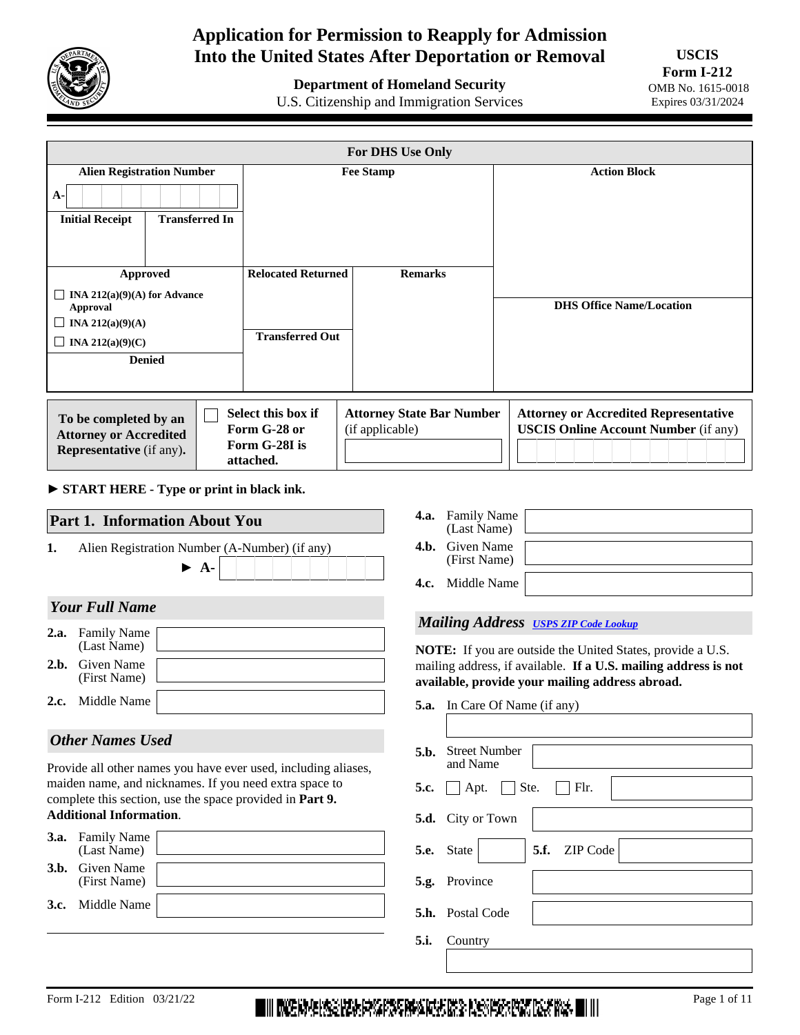# Application for Permission to Reapply for Admission Into the United States After Deportation or Removal

**Department of Homeland Security**
U.S. Citizenship and Immigration Services

**USCIS Form I-212**
OMB No. 1615-0018
Expires 03/31/2024

| For DHS Use Only | | | |
|---|---|---|---|
| **Alien Registration Number** A- | **Fee Stamp** | | **Action Block** |
| **Initial Receipt** / **Transferred In** | | | |
| **Approved** ☐ INA 212(a)(9)(A) for Advance Approval ☐ INA 212(a)(9)(A) ☐ INA 212(a)(9)(C) | **Relocated Returned** | **Remarks** | **DHS Office Name/Location** |
| **Denied** | **Transferred Out** | | |

| **To be completed by an Attorney or Accredited Representative** (if any). | ☐ **Select this box if Form G-28 or Form G-28I is attached.** | **Attorney State Bar Number** (if applicable) | **Attorney or Accredited Representative USCIS Online Account Number** (if any) |
|---|---|---|---|

► **START HERE - Type or print in black ink.**

## Part 1. Information About You

**1.** Alien Registration Number (A-Number) (if any) ► A-

### *Your Full Name*

**2.a.** Family Name (Last Name)

**2.b.** Given Name (First Name)

**2.c.** Middle Name

### *Other Names Used*

Provide all other names you have ever used, including aliases, maiden name, and nicknames. If you need extra space to complete this section, use the space provided in **Part 9. Additional Information**.

**3.a.** Family Name (Last Name)

**3.b.** Given Name (First Name)

**3.c.** Middle Name

**4.a.** Family Name (Last Name)

**4.b.** Given Name (First Name)

**4.c.** Middle Name

### *Mailing Address* USPS ZIP Code Lookup

**NOTE:** If you are outside the United States, provide a U.S. mailing address, if available. **If a U.S. mailing address is not available, provide your mailing address abroad.**

**5.a.** In Care Of Name (if any)

**5.b.** Street Number and Name

**5.c.** ☐ Apt. ☐ Ste. ☐ Flr.

**5.d.** City or Town

**5.e.** State **5.f.** ZIP Code

**5.g.** Province

**5.h.** Postal Code

**5.i.** Country

Form I-212 Edition 03/21/22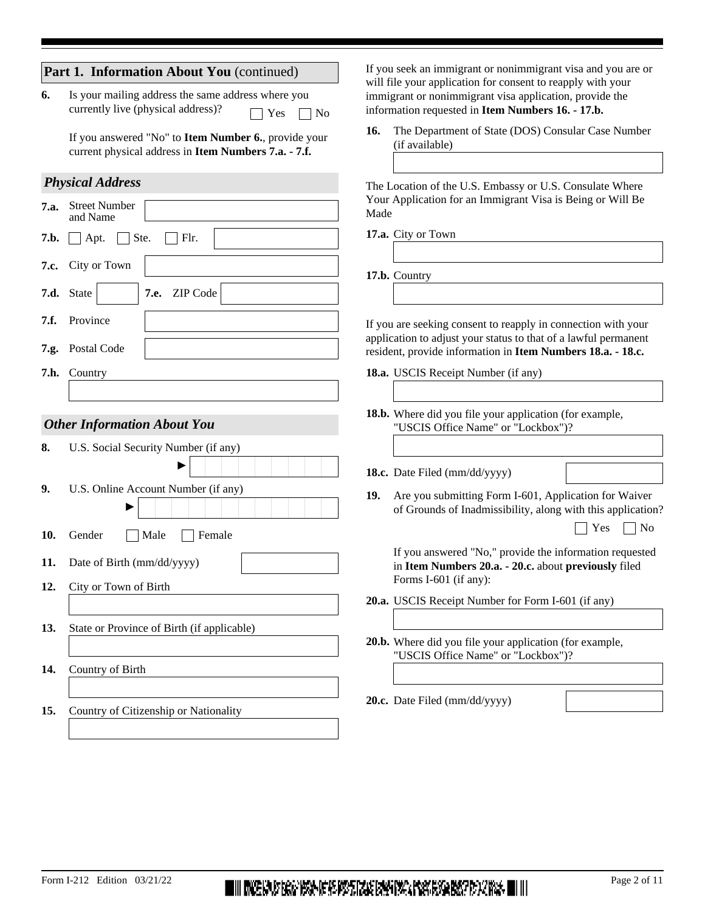## Part 1. Information About You (continued)

**6.** Is your mailing address the same address where you currently live (physical address)? ☐ Yes ☐ No

If you answered "No" to **Item Number 6.**, provide your current physical address in **Item Numbers 7.a. - 7.f.**

### *Physical Address*

**7.a.** Street Number and Name

**7.b.** ☐ Apt. ☐ Ste. ☐ Flr.

**7.c.** City or Town

**7.d.** State **7.e.** ZIP Code

**7.f.** Province

**7.g.** Postal Code

**7.h.** Country

### *Other Information About You*

**8.** U.S. Social Security Number (if any) ►

**9.** U.S. Online Account Number (if any) ►

**10.** Gender ☐ Male ☐ Female

**11.** Date of Birth (mm/dd/yyyy)

**12.** City or Town of Birth

**13.** State or Province of Birth (if applicable)

**14.** Country of Birth

**15.** Country of Citizenship or Nationality

If you seek an immigrant or nonimmigrant visa and you are or will file your application for consent to reapply with your immigrant or nonimmigrant visa application, provide the information requested in **Item Numbers 16. - 17.b.**

**16.** The Department of State (DOS) Consular Case Number (if available)

The Location of the U.S. Embassy or U.S. Consulate Where Your Application for an Immigrant Visa is Being or Will Be Made

**17.a.** City or Town

**17.b.** Country

If you are seeking consent to reapply in connection with your application to adjust your status to that of a lawful permanent resident, provide information in **Item Numbers 18.a. - 18.c.**

**18.a.** USCIS Receipt Number (if any)

**18.b.** Where did you file your application (for example, "USCIS Office Name" or "Lockbox")?

**18.c.** Date Filed (mm/dd/yyyy)

**19.** Are you submitting Form I-601, Application for Waiver of Grounds of Inadmissibility, along with this application? ☐ Yes ☐ No

If you answered "No," provide the information requested in **Item Numbers 20.a. - 20.c.** about **previously** filed Forms I-601 (if any):

**20.a.** USCIS Receipt Number for Form I-601 (if any)

**20.b.** Where did you file your application (for example, "USCIS Office Name" or "Lockbox")?

**20.c.** Date Filed (mm/dd/yyyy)

Form I-212 Edition 03/21/22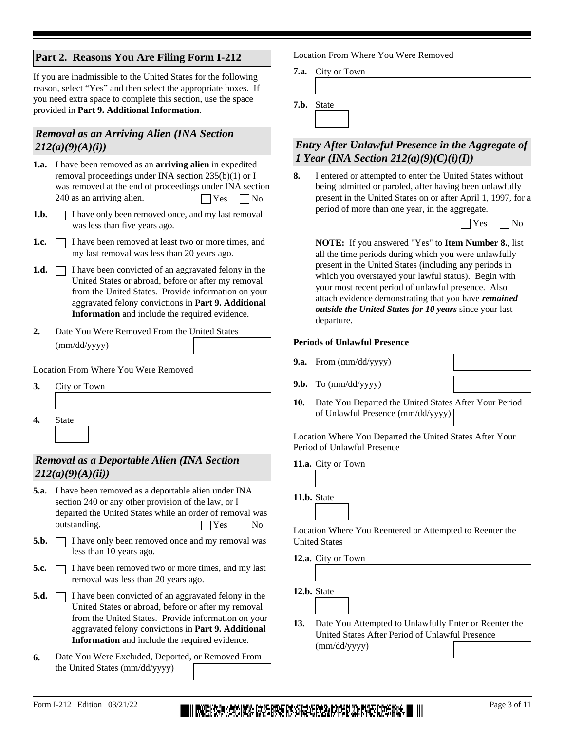## Part 2. Reasons You Are Filing Form I-212

If you are inadmissible to the United States for the following reason, select "Yes" and then select the appropriate boxes. If you need extra space to complete this section, use the space provided in **Part 9. Additional Information**.

### *Removal as an Arriving Alien (INA Section 212(a)(9)(A)(i))*

**1.a.** I have been removed as an **arriving alien** in expedited removal proceedings under INA section 235(b)(1) or I was removed at the end of proceedings under INA section 240 as an arriving alien. ☐ Yes ☐ No

**1.b.** ☐ I have only been removed once, and my last removal was less than five years ago.

**1.c.** ☐ I have been removed at least two or more times, and my last removal was less than 20 years ago.

**1.d.** ☐ I have been convicted of an aggravated felony in the United States or abroad, before or after my removal from the United States. Provide information on your aggravated felony convictions in **Part 9. Additional Information** and include the required evidence.

**2.** Date You Were Removed From the United States (mm/dd/yyyy)

Location From Where You Were Removed

**3.** City or Town

**4.** State

### *Removal as a Deportable Alien (INA Section 212(a)(9)(A)(ii))*

**5.a.** I have been removed as a deportable alien under INA section 240 or any other provision of the law, or I departed the United States while an order of removal was outstanding. ☐ Yes ☐ No

**5.b.** ☐ I have only been removed once and my removal was less than 10 years ago.

**5.c.** ☐ I have been removed two or more times, and my last removal was less than 20 years ago.

**5.d.** ☐ I have been convicted of an aggravated felony in the United States or abroad, before or after my removal from the United States. Provide information on your aggravated felony convictions in **Part 9. Additional Information** and include the required evidence.

**6.** Date You Were Excluded, Deported, or Removed From the United States (mm/dd/yyyy)

Location From Where You Were Removed

**7.a.** City or Town

**7.b.** State

### *Entry After Unlawful Presence in the Aggregate of 1 Year (INA Section 212(a)(9)(C)(i)(I))*

**8.** I entered or attempted to enter the United States without being admitted or paroled, after having been unlawfully present in the United States on or after April 1, 1997, for a period of more than one year, in the aggregate. ☐ Yes ☐ No

**NOTE:** If you answered "Yes" to **Item Number 8.**, list all the time periods during which you were unlawfully present in the United States (including any periods in which you overstayed your lawful status). Begin with your most recent period of unlawful presence. Also attach evidence demonstrating that you have ***remained outside the United States for 10 years*** since your last departure.

**Periods of Unlawful Presence**

**9.a.** From (mm/dd/yyyy)

**9.b.** To (mm/dd/yyyy)

**10.** Date You Departed the United States After Your Period of Unlawful Presence (mm/dd/yyyy)

Location Where You Departed the United States After Your Period of Unlawful Presence

**11.a.** City or Town

**11.b.** State

Location Where You Reentered or Attempted to Reenter the United States

**12.a.** City or Town

**12.b.** State

**13.** Date You Attempted to Unlawfully Enter or Reenter the United States After Period of Unlawful Presence (mm/dd/yyyy)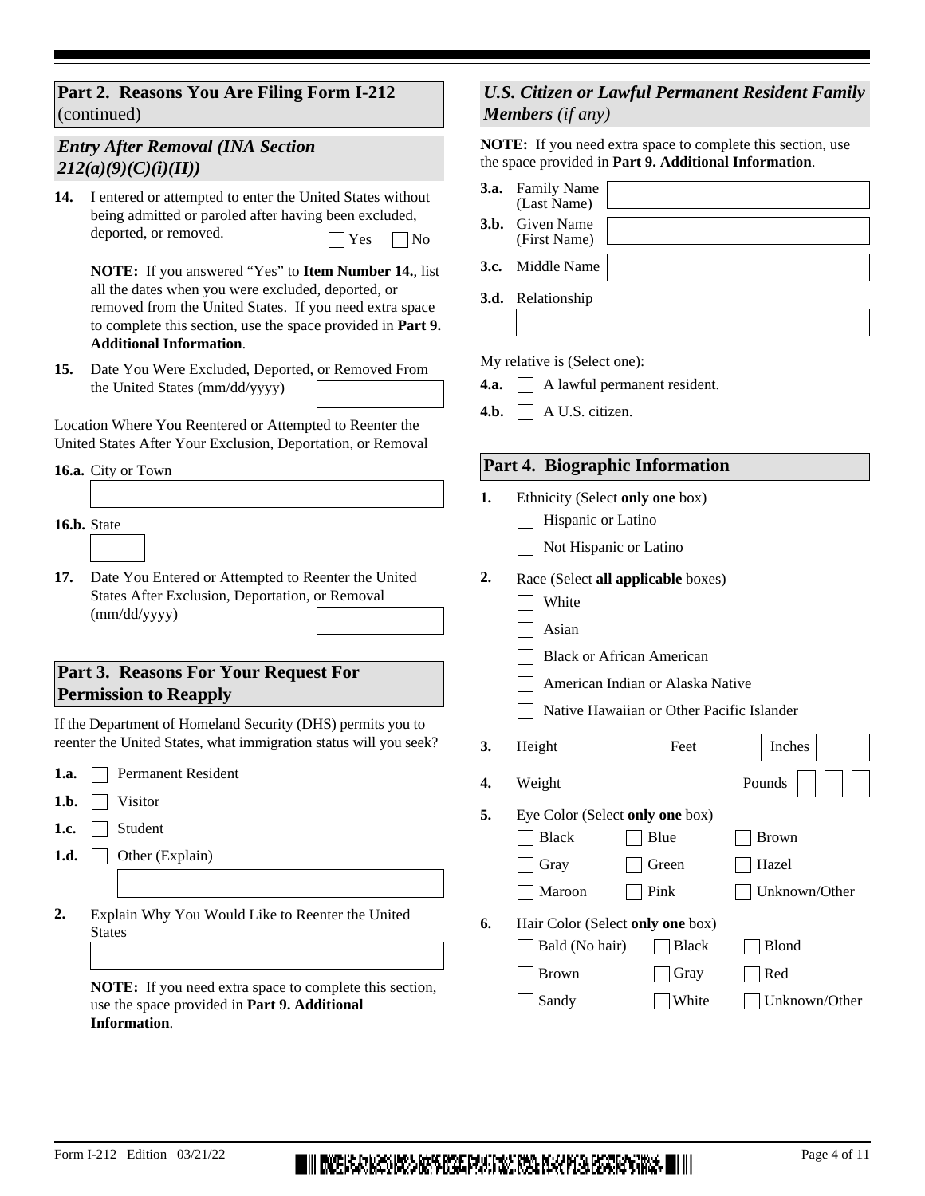## Part 2. Reasons You Are Filing Form I-212 (continued)

### *Entry After Removal (INA Section 212(a)(9)(C)(i)(II))*

**14.** I entered or attempted to enter the United States without being admitted or paroled after having been excluded, deported, or removed. ☐ Yes ☐ No

**NOTE:** If you answered "Yes" to **Item Number 14.**, list all the dates when you were excluded, deported, or removed from the United States. If you need extra space to complete this section, use the space provided in **Part 9. Additional Information**.

**15.** Date You Were Excluded, Deported, or Removed From the United States (mm/dd/yyyy)

Location Where You Reentered or Attempted to Reenter the United States After Your Exclusion, Deportation, or Removal

**16.a.** City or Town

**16.b.** State

**17.** Date You Entered or Attempted to Reenter the United States After Exclusion, Deportation, or Removal (mm/dd/yyyy)

## Part 3. Reasons For Your Request For Permission to Reapply

If the Department of Homeland Security (DHS) permits you to reenter the United States, what immigration status will you seek?

**1.a.** ☐ Permanent Resident

**1.b.** ☐ Visitor

**1.c.** ☐ Student

**1.d.** ☐ Other (Explain)

**2.** Explain Why You Would Like to Reenter the United States

**NOTE:** If you need extra space to complete this section, use the space provided in **Part 9. Additional Information**.

### *U.S. Citizen or Lawful Permanent Resident Family Members (if any)*

**NOTE:** If you need extra space to complete this section, use the space provided in **Part 9. Additional Information**.

**3.a.** Family Name (Last Name)

**3.b.** Given Name (First Name)

**3.c.** Middle Name

**3.d.** Relationship

My relative is (Select one):

**4.a.** ☐ A lawful permanent resident.

**4.b.** ☐ A U.S. citizen.

## Part 4. Biographic Information

**1.** Ethnicity (Select **only one** box)

☐ Hispanic or Latino

☐ Not Hispanic or Latino

**2.** Race (Select **all applicable** boxes)

☐ White

☐ Asian

☐ Black or African American

☐ American Indian or Alaska Native

☐ Native Hawaiian or Other Pacific Islander

**3.** Height Feet Inches

**4.** Weight Pounds

**5.** Eye Color (Select **only one** box)

☐ Black ☐ Blue ☐ Brown

☐ Gray ☐ Green ☐ Hazel

☐ Maroon ☐ Pink ☐ Unknown/Other

**6.** Hair Color (Select **only one** box)

☐ Bald (No hair) ☐ Black ☐ Blond

☐ Brown ☐ Gray ☐ Red

☐ Sandy ☐ White ☐ Unknown/Other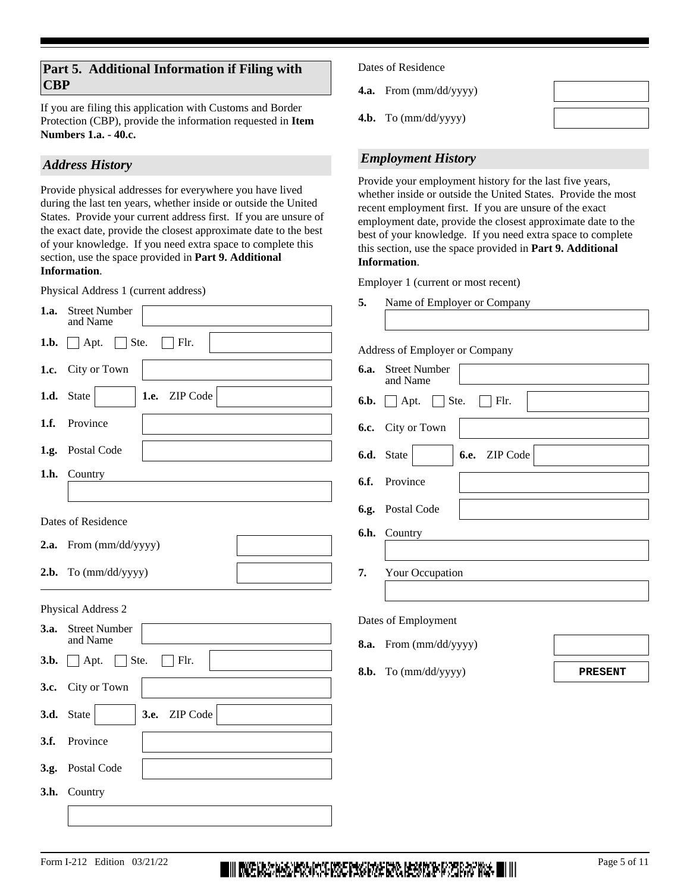## Part 5. Additional Information if Filing with CBP

If you are filing this application with Customs and Border Protection (CBP), provide the information requested in **Item Numbers 1.a. - 40.c.**

### *Address History*

Provide physical addresses for everywhere you have lived during the last ten years, whether inside or outside the United States. Provide your current address first. If you are unsure of the exact date, provide the closest approximate date to the best of your knowledge. If you need extra space to complete this section, use the space provided in **Part 9. Additional Information**.

Physical Address 1 (current address)

**1.a.** Street Number and Name

**1.b.** ☐ Apt. ☐ Ste. ☐ Flr.

**1.c.** City or Town

**1.d.** State **1.e.** ZIP Code

**1.f.** Province

**1.g.** Postal Code

**1.h.** Country

Dates of Residence

**2.a.** From (mm/dd/yyyy)

**2.b.** To (mm/dd/yyyy)

Physical Address 2

**3.a.** Street Number and Name

**3.b.** ☐ Apt. ☐ Ste. ☐ Flr.

**3.c.** City or Town

**3.d.** State **3.e.** ZIP Code

**3.f.** Province

**3.g.** Postal Code

**3.h.** Country

Dates of Residence

**4.a.** From (mm/dd/yyyy)

**4.b.** To (mm/dd/yyyy)

### *Employment History*

Provide your employment history for the last five years, whether inside or outside the United States. Provide the most recent employment first. If you are unsure of the exact employment date, provide the closest approximate date to the best of your knowledge. If you need extra space to complete this section, use the space provided in **Part 9. Additional Information**.

Employer 1 (current or most recent)

**5.** Name of Employer or Company

Address of Employer or Company

**6.a.** Street Number and Name

**6.b.** ☐ Apt. ☐ Ste. ☐ Flr.

**6.c.** City or Town

**6.d.** State **6.e.** ZIP Code

**6.f.** Province

**6.g.** Postal Code

**6.h.** Country

**7.** Your Occupation

Dates of Employment

**8.a.** From (mm/dd/yyyy)

**8.b.** To (mm/dd/yyyy) PRESENT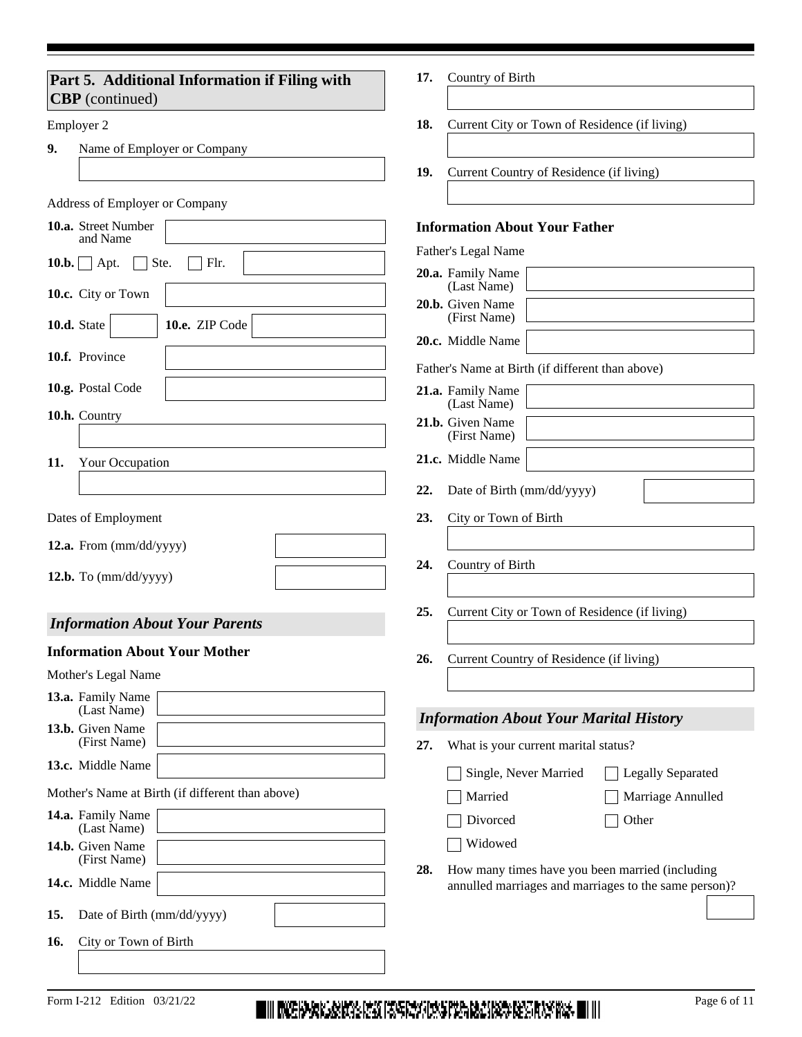## Part 5. Additional Information if Filing with CBP (continued)

Employer 2

**9.** Name of Employer or Company

Address of Employer or Company

**10.a.** Street Number and Name

**10.b.** ☐ Apt. ☐ Ste. ☐ Flr.

**10.c.** City or Town

**10.d.** State **10.e.** ZIP Code

**10.f.** Province

**10.g.** Postal Code

**10.h.** Country

**11.** Your Occupation

Dates of Employment

**12.a.** From (mm/dd/yyyy)

**12.b.** To (mm/dd/yyyy)

### *Information About Your Parents*

**Information About Your Mother**

Mother's Legal Name

**13.a.** Family Name (Last Name)

**13.b.** Given Name (First Name)

**13.c.** Middle Name

Mother's Name at Birth (if different than above)

**14.a.** Family Name (Last Name)

**14.b.** Given Name (First Name)

**14.c.** Middle Name

**15.** Date of Birth (mm/dd/yyyy)

**16.** City or Town of Birth

**17.** Country of Birth

**18.** Current City or Town of Residence (if living)

**19.** Current Country of Residence (if living)

**Information About Your Father**

Father's Legal Name

**20.a.** Family Name (Last Name)

**20.b.** Given Name (First Name)

**20.c.** Middle Name

Father's Name at Birth (if different than above)

**21.a.** Family Name (Last Name)

**21.b.** Given Name (First Name)

**21.c.** Middle Name

**22.** Date of Birth (mm/dd/yyyy)

**23.** City or Town of Birth

**24.** Country of Birth

**25.** Current City or Town of Residence (if living)

**26.** Current Country of Residence (if living)

### *Information About Your Marital History*

**27.** What is your current marital status?

☐ Single, Never Married
☐ Married
☐ Divorced
☐ Widowed
☐ Legally Separated
☐ Marriage Annulled
☐ Other

**28.** How many times have you been married (including annulled marriages and marriages to the same person)?

Form I-212 Edition 03/21/22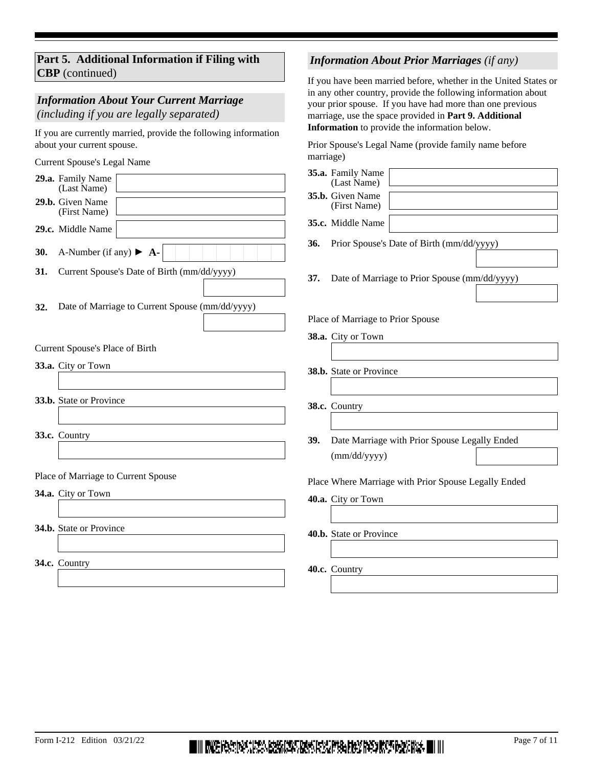## Part 5. Additional Information if Filing with CBP (continued)

### *Information About Your Current Marriage (including if you are legally separated)*

If you are currently married, provide the following information about your current spouse.

Current Spouse's Legal Name

**29.a.** Family Name (Last Name)

**29.b.** Given Name (First Name)

**29.c.** Middle Name

**30.** A-Number (if any) ► **A-**

**31.** Current Spouse's Date of Birth (mm/dd/yyyy)

**32.** Date of Marriage to Current Spouse (mm/dd/yyyy)

Current Spouse's Place of Birth

**33.a.** City or Town

**33.b.** State or Province

**33.c.** Country

Place of Marriage to Current Spouse

**34.a.** City or Town

**34.b.** State or Province

**34.c.** Country

### *Information About Prior Marriages (if any)*

If you have been married before, whether in the United States or in any other country, provide the following information about your prior spouse. If you have had more than one previous marriage, use the space provided in **Part 9. Additional Information** to provide the information below.

Prior Spouse's Legal Name (provide family name before marriage)

**35.a.** Family Name (Last Name)

**35.b.** Given Name (First Name)

**35.c.** Middle Name

**36.** Prior Spouse's Date of Birth (mm/dd/yyyy)

**37.** Date of Marriage to Prior Spouse (mm/dd/yyyy)

Place of Marriage to Prior Spouse

**38.a.** City or Town

**38.b.** State or Province

**38.c.** Country

**39.** Date Marriage with Prior Spouse Legally Ended (mm/dd/yyyy)

Place Where Marriage with Prior Spouse Legally Ended

**40.a.** City or Town

**40.b.** State or Province

**40.c.** Country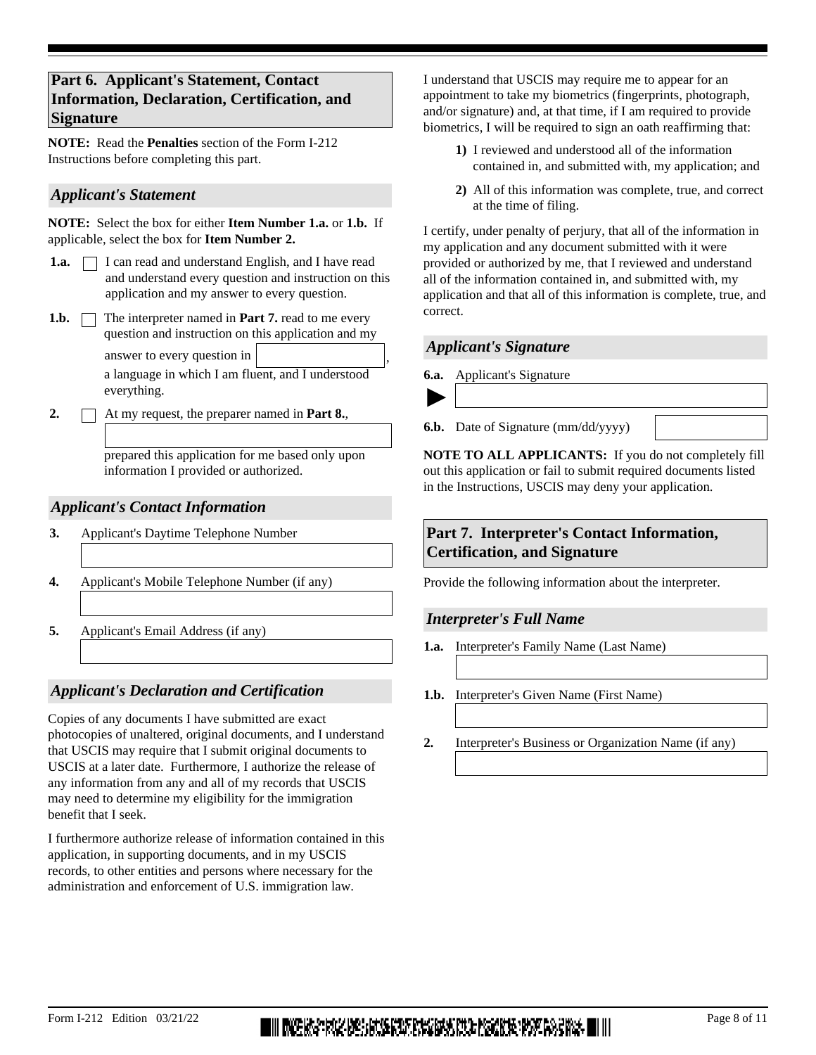## Part 6. Applicant's Statement, Contact Information, Declaration, Certification, and Signature

**NOTE:** Read the **Penalties** section of the Form I-212 Instructions before completing this part.

### *Applicant's Statement*

**NOTE:** Select the box for either **Item Number 1.a.** or **1.b.** If applicable, select the box for **Item Number 2.**

**1.a.** ☐ I can read and understand English, and I have read and understand every question and instruction on this application and my answer to every question.

**1.b.** ☐ The interpreter named in **Part 7.** read to me every question and instruction on this application and my answer to every question in \_\_\_\_\_\_\_\_\_\_\_\_, a language in which I am fluent, and I understood everything.

**2.** ☐ At my request, the preparer named in **Part 8.**, \_\_\_\_\_\_\_\_\_\_\_\_ prepared this application for me based only upon information I provided or authorized.

### *Applicant's Contact Information*

**3.** Applicant's Daytime Telephone Number

**4.** Applicant's Mobile Telephone Number (if any)

**5.** Applicant's Email Address (if any)

### *Applicant's Declaration and Certification*

Copies of any documents I have submitted are exact photocopies of unaltered, original documents, and I understand that USCIS may require that I submit original documents to USCIS at a later date. Furthermore, I authorize the release of any information from any and all of my records that USCIS may need to determine my eligibility for the immigration benefit that I seek.

I furthermore authorize release of information contained in this application, in supporting documents, and in my USCIS records, to other entities and persons where necessary for the administration and enforcement of U.S. immigration law.

I understand that USCIS may require me to appear for an appointment to take my biometrics (fingerprints, photograph, and/or signature) and, at that time, if I am required to provide biometrics, I will be required to sign an oath reaffirming that:

**1)** I reviewed and understood all of the information contained in, and submitted with, my application; and

**2)** All of this information was complete, true, and correct at the time of filing.

I certify, under penalty of perjury, that all of the information in my application and any document submitted with it were provided or authorized by me, that I reviewed and understand all of the information contained in, and submitted with, my application and that all of this information is complete, true, and correct.

### *Applicant's Signature*

**6.a.** Applicant's Signature

►

**6.b.** Date of Signature (mm/dd/yyyy)

**NOTE TO ALL APPLICANTS:** If you do not completely fill out this application or fail to submit required documents listed in the Instructions, USCIS may deny your application.

## Part 7. Interpreter's Contact Information, Certification, and Signature

Provide the following information about the interpreter.

### *Interpreter's Full Name*

**1.a.** Interpreter's Family Name (Last Name)

**1.b.** Interpreter's Given Name (First Name)

**2.** Interpreter's Business or Organization Name (if any)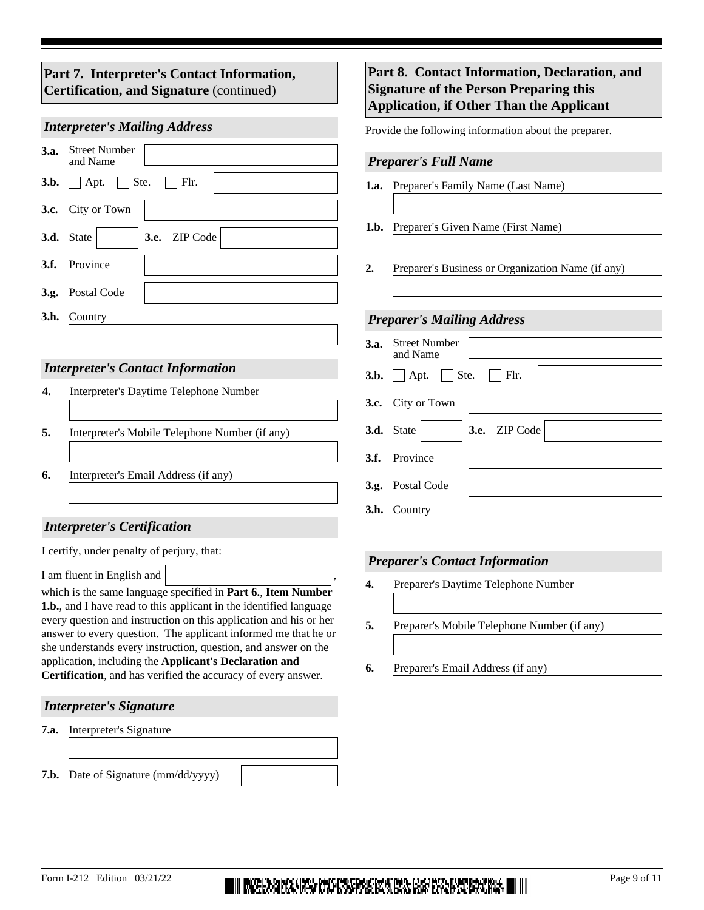## Part 7. Interpreter's Contact Information, Certification, and Signature (continued)

### *Interpreter's Mailing Address*

**3.a.** Street Number and Name

**3.b.** ☐ Apt. ☐ Ste. ☐ Flr.

**3.c.** City or Town

**3.d.** State **3.e.** ZIP Code

**3.f.** Province

**3.g.** Postal Code

**3.h.** Country

### *Interpreter's Contact Information*

**4.** Interpreter's Daytime Telephone Number

**5.** Interpreter's Mobile Telephone Number (if any)

**6.** Interpreter's Email Address (if any)

### *Interpreter's Certification*

I certify, under penalty of perjury, that:

I am fluent in English and ______________________, which is the same language specified in **Part 6.**, **Item Number 1.b.**, and I have read to this applicant in the identified language every question and instruction on this application and his or her answer to every question. The applicant informed me that he or she understands every instruction, question, and answer on the application, including the **Applicant's Declaration and Certification**, and has verified the accuracy of every answer.

### *Interpreter's Signature*

**7.a.** Interpreter's Signature

**7.b.** Date of Signature (mm/dd/yyyy)

## Part 8. Contact Information, Declaration, and Signature of the Person Preparing this Application, if Other Than the Applicant

Provide the following information about the preparer.

### *Preparer's Full Name*

**1.a.** Preparer's Family Name (Last Name)

**1.b.** Preparer's Given Name (First Name)

**2.** Preparer's Business or Organization Name (if any)

### *Preparer's Mailing Address*

**3.a.** Street Number and Name

**3.b.** ☐ Apt. ☐ Ste. ☐ Flr.

**3.c.** City or Town

**3.d.** State **3.e.** ZIP Code

**3.f.** Province

**3.g.** Postal Code

**3.h.** Country

### *Preparer's Contact Information*

**4.** Preparer's Daytime Telephone Number

**5.** Preparer's Mobile Telephone Number (if any)

**6.** Preparer's Email Address (if any)

Form I-212 Edition 03/21/22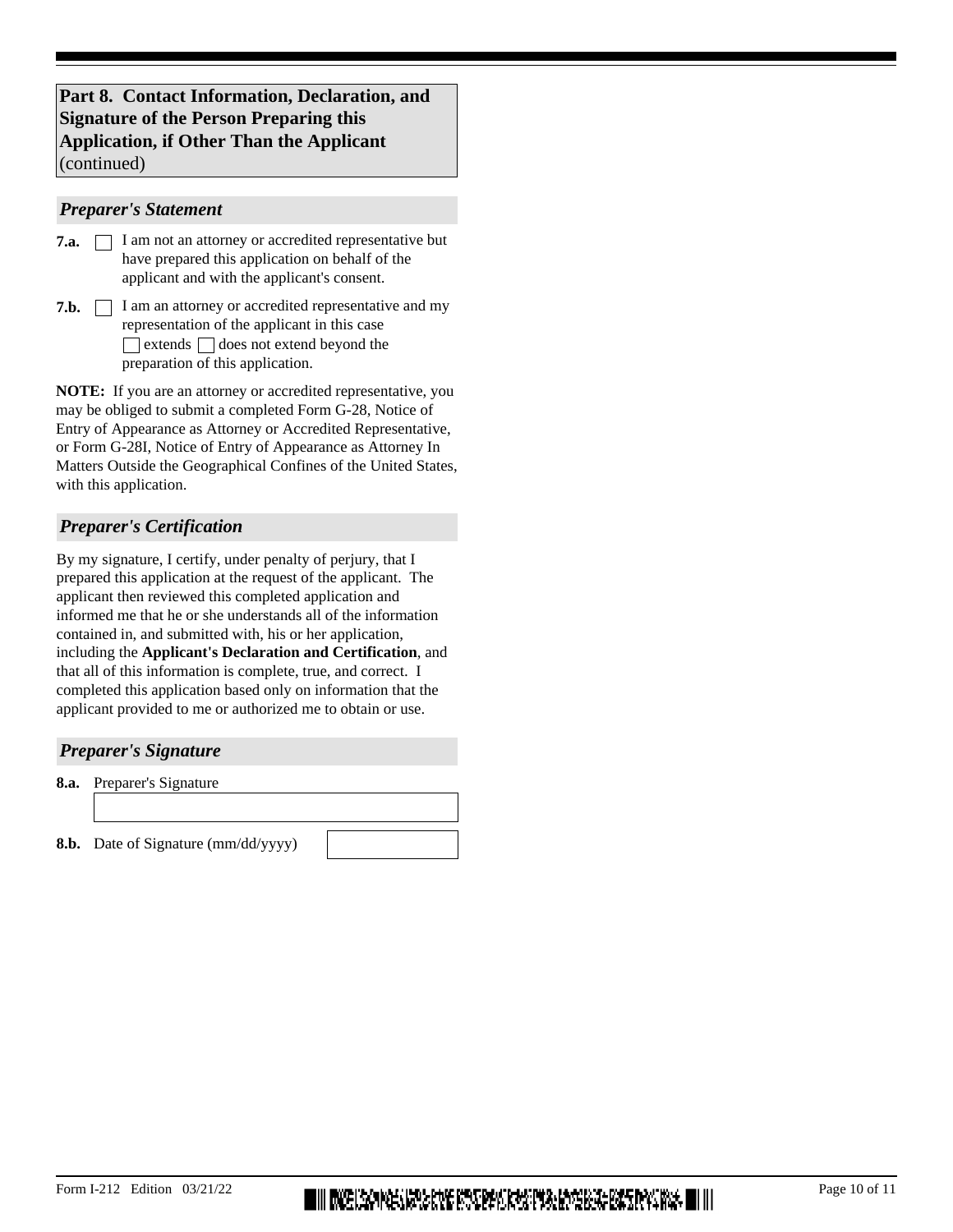## Part 8. Contact Information, Declaration, and Signature of the Person Preparing this Application, if Other Than the Applicant (continued)

### *Preparer's Statement*

**7.a.** ☐ I am not an attorney or accredited representative but have prepared this application on behalf of the applicant and with the applicant's consent.

**7.b.** ☐ I am an attorney or accredited representative and my representation of the applicant in this case ☐ extends ☐ does not extend beyond the preparation of this application.

**NOTE:** If you are an attorney or accredited representative, you may be obliged to submit a completed Form G-28, Notice of Entry of Appearance as Attorney or Accredited Representative, or Form G-28I, Notice of Entry of Appearance as Attorney In Matters Outside the Geographical Confines of the United States, with this application.

### *Preparer's Certification*

By my signature, I certify, under penalty of perjury, that I prepared this application at the request of the applicant. The applicant then reviewed this completed application and informed me that he or she understands all of the information contained in, and submitted with, his or her application, including the **Applicant's Declaration and Certification**, and that all of this information is complete, true, and correct. I completed this application based only on information that the applicant provided to me or authorized me to obtain or use.

### *Preparer's Signature*

**8.a.** Preparer's Signature

**8.b.** Date of Signature (mm/dd/yyyy)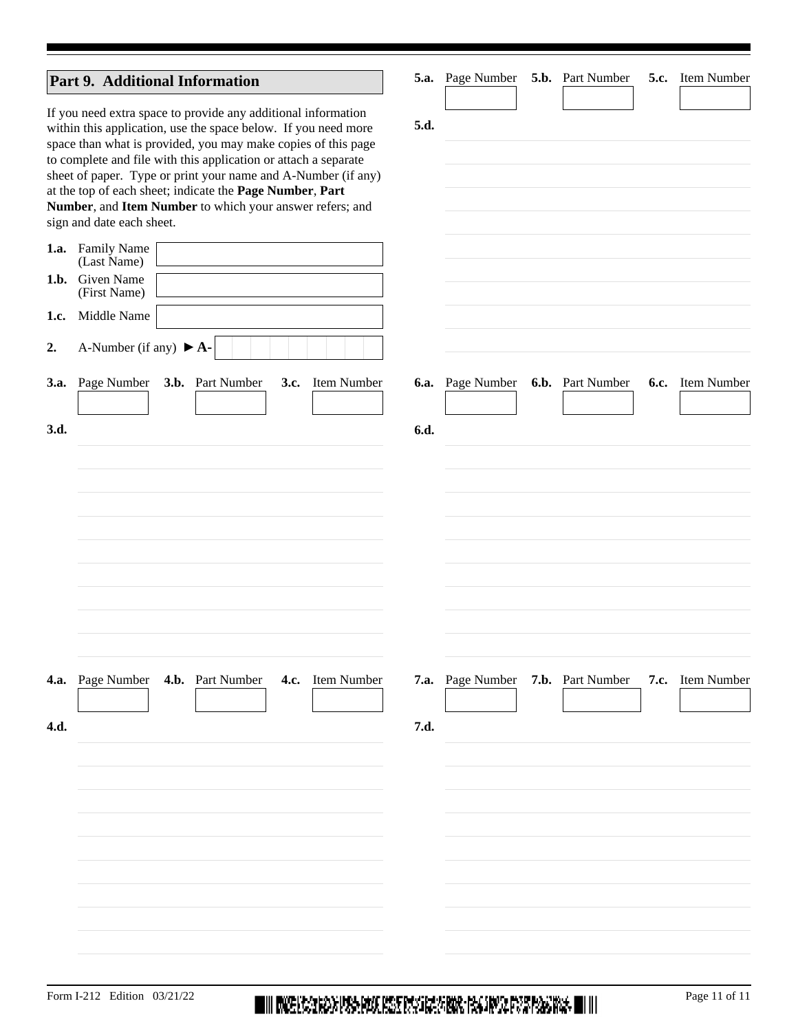## Part 9. Additional Information

If you need extra space to provide any additional information within this application, use the space below. If you need more space than what is provided, you may make copies of this page to complete and file with this application or attach a separate sheet of paper. Type or print your name and A-Number (if any) at the top of each sheet; indicate the **Page Number**, **Part Number**, and **Item Number** to which your answer refers; and sign and date each sheet.

**1.a.** Family Name (Last Name)

**1.b.** Given Name (First Name)

**1.c.** Middle Name

**2.** A-Number (if any) ► **A-**

**3.a.** Page Number **3.b.** Part Number **3.c.** Item Number

**3.d.**

**4.a.** Page Number **4.b.** Part Number **4.c.** Item Number

**4.d.**

**5.a.** Page Number **5.b.** Part Number **5.c.** Item Number

**5.d.**

**6.a.** Page Number **6.b.** Part Number **6.c.** Item Number

**6.d.**

**7.a.** Page Number **7.b.** Part Number **7.c.** Item Number

**7.d.**

Form I-212 Edition 03/21/22